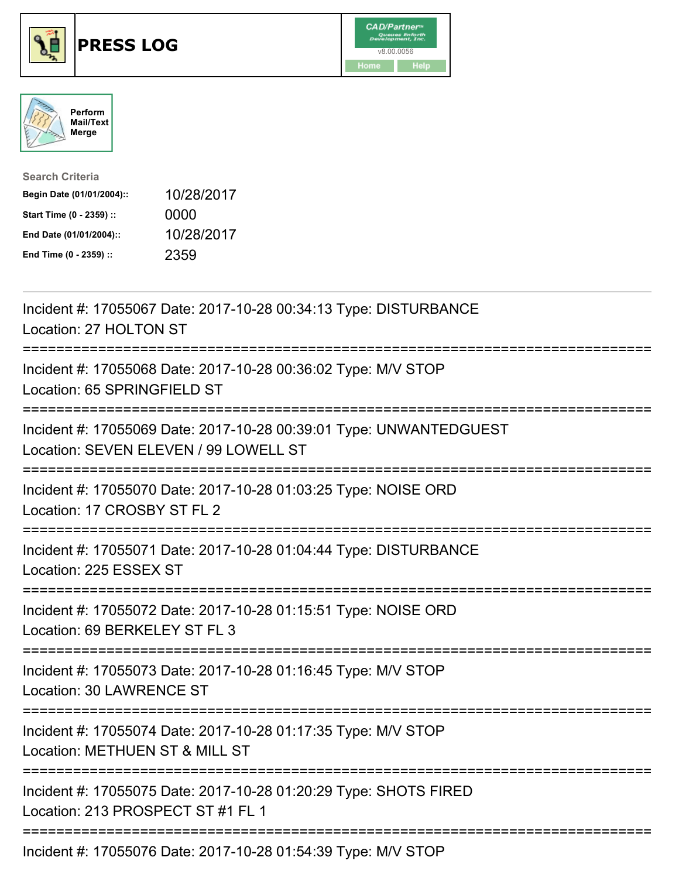# PRESS LOG

CAD/Partner™ Queues Enforth Development, Inc. v8.00.0056

Home Help

Perform Mail/Text Merge

**Search Criteria**

| | |
|---|---|
| **Begin Date (01/01/2004)::** | 10/28/2017 |
| **Start Time (0 - 2359) ::** | 0000 |
| **End Date (01/01/2004)::** | 10/28/2017 |
| **End Time (0 - 2359) ::** | 2359 |

---

Incident #: 17055067 Date: 2017-10-28 00:34:13 Type: DISTURBANCE
Location: 27 HOLTON ST

===========================================================================

Incident #: 17055068 Date: 2017-10-28 00:36:02 Type: M/V STOP
Location: 65 SPRINGFIELD ST

===========================================================================

Incident #: 17055069 Date: 2017-10-28 00:39:01 Type: UNWANTEDGUEST
Location: SEVEN ELEVEN / 99 LOWELL ST

===========================================================================

Incident #: 17055070 Date: 2017-10-28 01:03:25 Type: NOISE ORD
Location: 17 CROSBY ST FL 2

===========================================================================

Incident #: 17055071 Date: 2017-10-28 01:04:44 Type: DISTURBANCE
Location: 225 ESSEX ST

===========================================================================

Incident #: 17055072 Date: 2017-10-28 01:15:51 Type: NOISE ORD
Location: 69 BERKELEY ST FL 3

===========================================================================

Incident #: 17055073 Date: 2017-10-28 01:16:45 Type: M/V STOP
Location: 30 LAWRENCE ST

===========================================================================

Incident #: 17055074 Date: 2017-10-28 01:17:35 Type: M/V STOP
Location: METHUEN ST & MILL ST

===========================================================================

Incident #: 17055075 Date: 2017-10-28 01:20:29 Type: SHOTS FIRED
Location: 213 PROSPECT ST #1 FL 1

===========================================================================

Incident #: 17055076 Date: 2017-10-28 01:54:39 Type: M/V STOP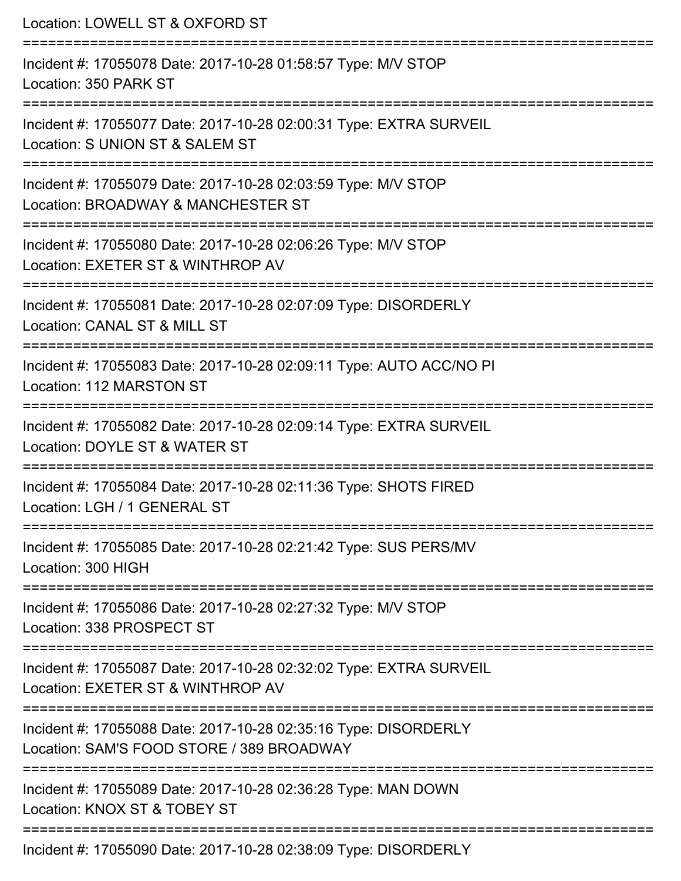Location: LOWELL ST & OXFORD ST

===========================================================================

Incident #: 17055078 Date: 2017-10-28 01:58:57 Type: M/V STOP
Location: 350 PARK ST

===========================================================================

Incident #: 17055077 Date: 2017-10-28 02:00:31 Type: EXTRA SURVEIL
Location: S UNION ST & SALEM ST

===========================================================================

Incident #: 17055079 Date: 2017-10-28 02:03:59 Type: M/V STOP
Location: BROADWAY & MANCHESTER ST

===========================================================================

Incident #: 17055080 Date: 2017-10-28 02:06:26 Type: M/V STOP
Location: EXETER ST & WINTHROP AV

===========================================================================

Incident #: 17055081 Date: 2017-10-28 02:07:09 Type: DISORDERLY
Location: CANAL ST & MILL ST

===========================================================================

Incident #: 17055083 Date: 2017-10-28 02:09:11 Type: AUTO ACC/NO PI
Location: 112 MARSTON ST

===========================================================================

Incident #: 17055082 Date: 2017-10-28 02:09:14 Type: EXTRA SURVEIL
Location: DOYLE ST & WATER ST

===========================================================================

Incident #: 17055084 Date: 2017-10-28 02:11:36 Type: SHOTS FIRED
Location: LGH / 1 GENERAL ST

===========================================================================

Incident #: 17055085 Date: 2017-10-28 02:21:42 Type: SUS PERS/MV
Location: 300 HIGH

===========================================================================

Incident #: 17055086 Date: 2017-10-28 02:27:32 Type: M/V STOP
Location: 338 PROSPECT ST

===========================================================================

Incident #: 17055087 Date: 2017-10-28 02:32:02 Type: EXTRA SURVEIL
Location: EXETER ST & WINTHROP AV

===========================================================================

Incident #: 17055088 Date: 2017-10-28 02:35:16 Type: DISORDERLY
Location: SAM'S FOOD STORE / 389 BROADWAY

===========================================================================

Incident #: 17055089 Date: 2017-10-28 02:36:28 Type: MAN DOWN
Location: KNOX ST & TOBEY ST

===========================================================================

Incident #: 17055090 Date: 2017-10-28 02:38:09 Type: DISORDERLY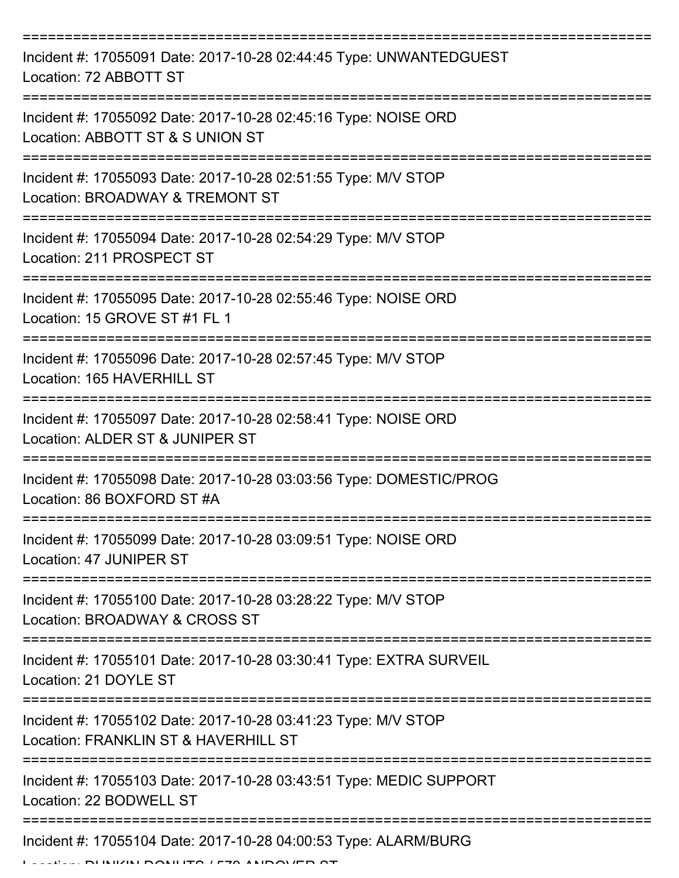Incident #: 17055091 Date: 2017-10-28 02:44:45 Type: UNWANTEDGUEST
Location: 72 ABBOTT ST

---

Incident #: 17055092 Date: 2017-10-28 02:45:16 Type: NOISE ORD
Location: ABBOTT ST & S UNION ST

---

Incident #: 17055093 Date: 2017-10-28 02:51:55 Type: M/V STOP
Location: BROADWAY & TREMONT ST

---

Incident #: 17055094 Date: 2017-10-28 02:54:29 Type: M/V STOP
Location: 211 PROSPECT ST

---

Incident #: 17055095 Date: 2017-10-28 02:55:46 Type: NOISE ORD
Location: 15 GROVE ST #1 FL 1

---

Incident #: 17055096 Date: 2017-10-28 02:57:45 Type: M/V STOP
Location: 165 HAVERHILL ST

---

Incident #: 17055097 Date: 2017-10-28 02:58:41 Type: NOISE ORD
Location: ALDER ST & JUNIPER ST

---

Incident #: 17055098 Date: 2017-10-28 03:03:56 Type: DOMESTIC/PROG
Location: 86 BOXFORD ST #A

---

Incident #: 17055099 Date: 2017-10-28 03:09:51 Type: NOISE ORD
Location: 47 JUNIPER ST

---

Incident #: 17055100 Date: 2017-10-28 03:28:22 Type: M/V STOP
Location: BROADWAY & CROSS ST

---

Incident #: 17055101 Date: 2017-10-28 03:30:41 Type: EXTRA SURVEIL
Location: 21 DOYLE ST

---

Incident #: 17055102 Date: 2017-10-28 03:41:23 Type: M/V STOP
Location: FRANKLIN ST & HAVERHILL ST

---

Incident #: 17055103 Date: 2017-10-28 03:43:51 Type: MEDIC SUPPORT
Location: 22 BODWELL ST

---

Incident #: 17055104 Date: 2017-10-28 04:00:53 Type: ALARM/BURG
Location: DUNKIN DONUTS / 579 ANDOVER ST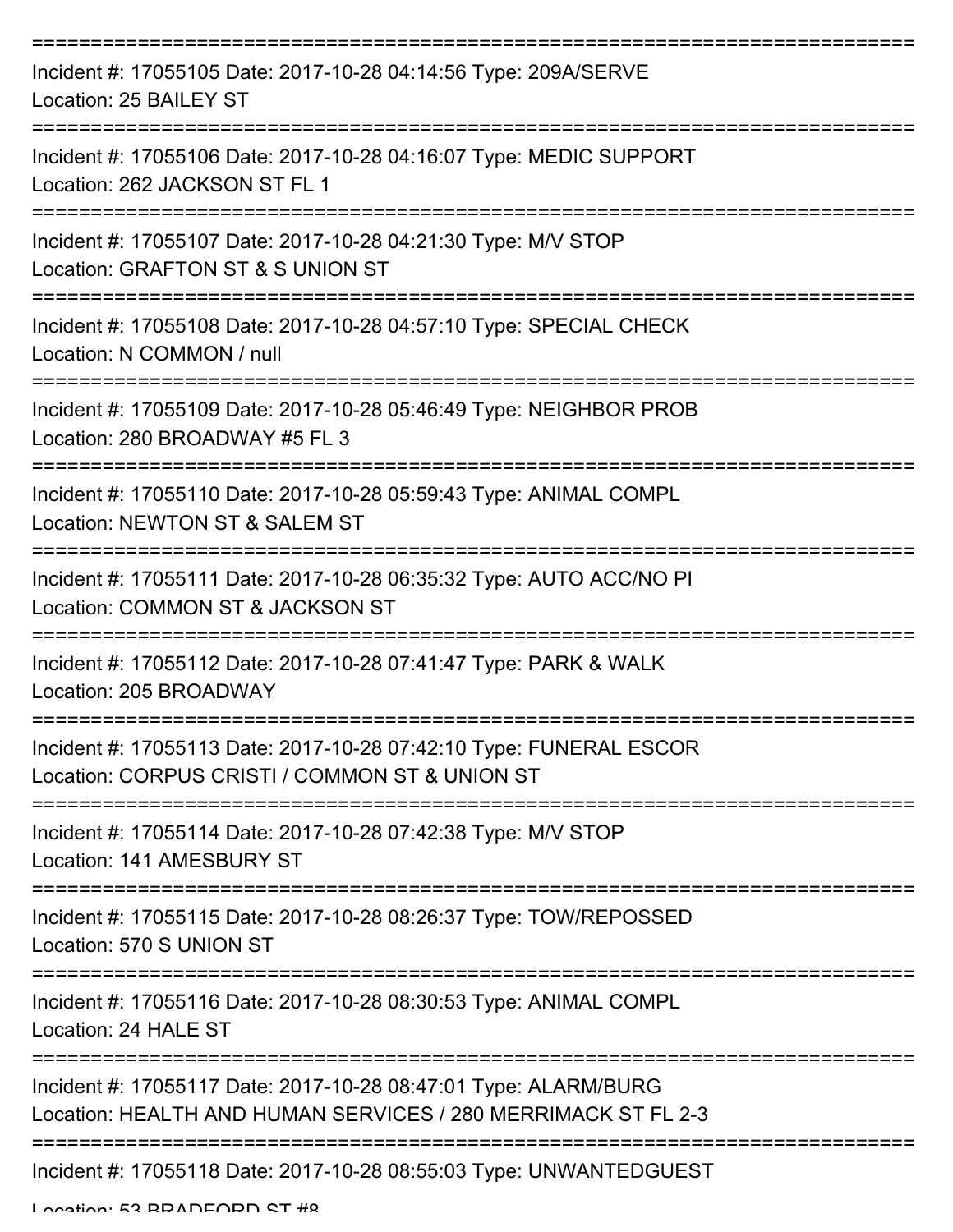===========================================================================

Incident #: 17055105 Date: 2017-10-28 04:14:56 Type: 209A/SERVE
Location: 25 BAILEY ST

===========================================================================

Incident #: 17055106 Date: 2017-10-28 04:16:07 Type: MEDIC SUPPORT
Location: 262 JACKSON ST FL 1

===========================================================================

Incident #: 17055107 Date: 2017-10-28 04:21:30 Type: M/V STOP
Location: GRAFTON ST & S UNION ST

===========================================================================

Incident #: 17055108 Date: 2017-10-28 04:57:10 Type: SPECIAL CHECK
Location: N COMMON / null

===========================================================================

Incident #: 17055109 Date: 2017-10-28 05:46:49 Type: NEIGHBOR PROB
Location: 280 BROADWAY #5 FL 3

===========================================================================

Incident #: 17055110 Date: 2017-10-28 05:59:43 Type: ANIMAL COMPL
Location: NEWTON ST & SALEM ST

===========================================================================

Incident #: 17055111 Date: 2017-10-28 06:35:32 Type: AUTO ACC/NO PI
Location: COMMON ST & JACKSON ST

===========================================================================

Incident #: 17055112 Date: 2017-10-28 07:41:47 Type: PARK & WALK
Location: 205 BROADWAY

===========================================================================

Incident #: 17055113 Date: 2017-10-28 07:42:10 Type: FUNERAL ESCOR
Location: CORPUS CRISTI / COMMON ST & UNION ST

===========================================================================

Incident #: 17055114 Date: 2017-10-28 07:42:38 Type: M/V STOP
Location: 141 AMESBURY ST

===========================================================================

Incident #: 17055115 Date: 2017-10-28 08:26:37 Type: TOW/REPOSSED
Location: 570 S UNION ST

===========================================================================

Incident #: 17055116 Date: 2017-10-28 08:30:53 Type: ANIMAL COMPL
Location: 24 HALE ST

===========================================================================

Incident #: 17055117 Date: 2017-10-28 08:47:01 Type: ALARM/BURG
Location: HEALTH AND HUMAN SERVICES / 280 MERRIMACK ST FL 2-3

===========================================================================

Incident #: 17055118 Date: 2017-10-28 08:55:03 Type: UNWANTEDGUEST
Location: 53 BRADFORD ST #8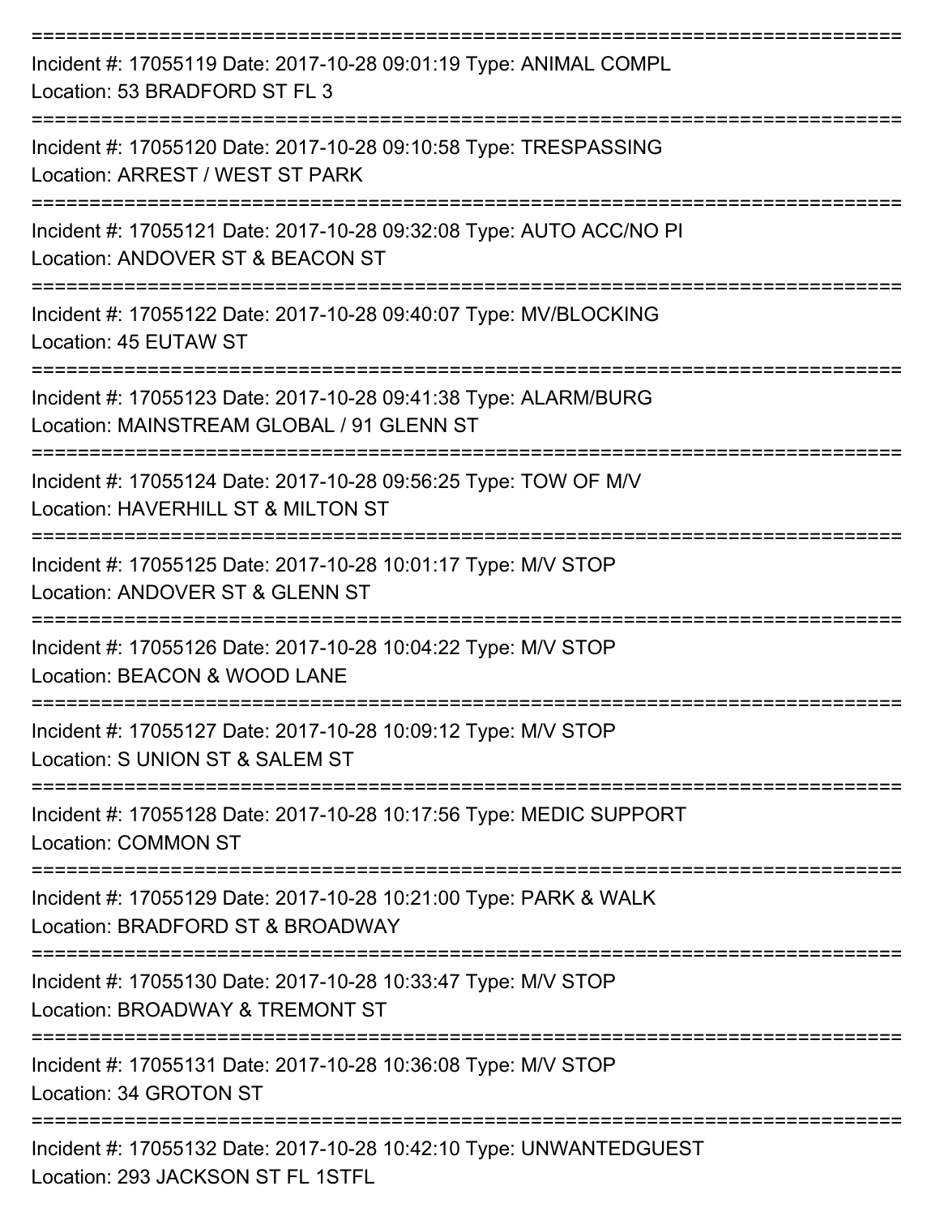===========================================================================

Incident #: 17055119 Date: 2017-10-28 09:01:19 Type: ANIMAL COMPL
Location: 53 BRADFORD ST FL 3

===========================================================================

Incident #: 17055120 Date: 2017-10-28 09:10:58 Type: TRESPASSING
Location: ARREST / WEST ST PARK

===========================================================================

Incident #: 17055121 Date: 2017-10-28 09:32:08 Type: AUTO ACC/NO PI
Location: ANDOVER ST & BEACON ST

===========================================================================

Incident #: 17055122 Date: 2017-10-28 09:40:07 Type: MV/BLOCKING
Location: 45 EUTAW ST

===========================================================================

Incident #: 17055123 Date: 2017-10-28 09:41:38 Type: ALARM/BURG
Location: MAINSTREAM GLOBAL / 91 GLENN ST

===========================================================================

Incident #: 17055124 Date: 2017-10-28 09:56:25 Type: TOW OF M/V
Location: HAVERHILL ST & MILTON ST

===========================================================================

Incident #: 17055125 Date: 2017-10-28 10:01:17 Type: M/V STOP
Location: ANDOVER ST & GLENN ST

===========================================================================

Incident #: 17055126 Date: 2017-10-28 10:04:22 Type: M/V STOP
Location: BEACON & WOOD LANE

===========================================================================

Incident #: 17055127 Date: 2017-10-28 10:09:12 Type: M/V STOP
Location: S UNION ST & SALEM ST

===========================================================================

Incident #: 17055128 Date: 2017-10-28 10:17:56 Type: MEDIC SUPPORT
Location: COMMON ST

===========================================================================

Incident #: 17055129 Date: 2017-10-28 10:21:00 Type: PARK & WALK
Location: BRADFORD ST & BROADWAY

===========================================================================

Incident #: 17055130 Date: 2017-10-28 10:33:47 Type: M/V STOP
Location: BROADWAY & TREMONT ST

===========================================================================

Incident #: 17055131 Date: 2017-10-28 10:36:08 Type: M/V STOP
Location: 34 GROTON ST

===========================================================================

Incident #: 17055132 Date: 2017-10-28 10:42:10 Type: UNWANTEDGUEST
Location: 293 JACKSON ST FL 1STFL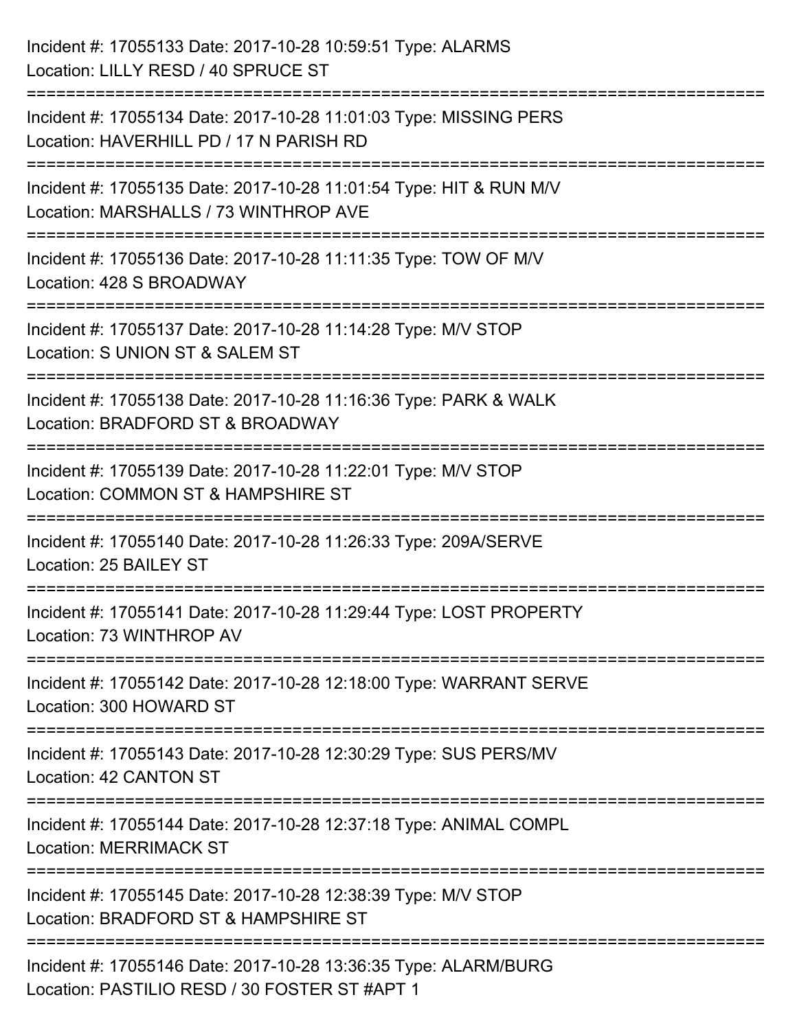Incident #: 17055133 Date: 2017-10-28 10:59:51 Type: ALARMS
Location: LILLY RESD / 40 SPRUCE ST

===========================================================================

Incident #: 17055134 Date: 2017-10-28 11:01:03 Type: MISSING PERS
Location: HAVERHILL PD / 17 N PARISH RD

===========================================================================

Incident #: 17055135 Date: 2017-10-28 11:01:54 Type: HIT & RUN M/V
Location: MARSHALLS / 73 WINTHROP AVE

===========================================================================

Incident #: 17055136 Date: 2017-10-28 11:11:35 Type: TOW OF M/V
Location: 428 S BROADWAY

===========================================================================

Incident #: 17055137 Date: 2017-10-28 11:14:28 Type: M/V STOP
Location: S UNION ST & SALEM ST

===========================================================================

Incident #: 17055138 Date: 2017-10-28 11:16:36 Type: PARK & WALK
Location: BRADFORD ST & BROADWAY

===========================================================================

Incident #: 17055139 Date: 2017-10-28 11:22:01 Type: M/V STOP
Location: COMMON ST & HAMPSHIRE ST

===========================================================================

Incident #: 17055140 Date: 2017-10-28 11:26:33 Type: 209A/SERVE
Location: 25 BAILEY ST

===========================================================================

Incident #: 17055141 Date: 2017-10-28 11:29:44 Type: LOST PROPERTY
Location: 73 WINTHROP AV

===========================================================================

Incident #: 17055142 Date: 2017-10-28 12:18:00 Type: WARRANT SERVE
Location: 300 HOWARD ST

===========================================================================

Incident #: 17055143 Date: 2017-10-28 12:30:29 Type: SUS PERS/MV
Location: 42 CANTON ST

===========================================================================

Incident #: 17055144 Date: 2017-10-28 12:37:18 Type: ANIMAL COMPL
Location: MERRIMACK ST

===========================================================================

Incident #: 17055145 Date: 2017-10-28 12:38:39 Type: M/V STOP
Location: BRADFORD ST & HAMPSHIRE ST

===========================================================================

Incident #: 17055146 Date: 2017-10-28 13:36:35 Type: ALARM/BURG
Location: PASTILIO RESD / 30 FOSTER ST #APT 1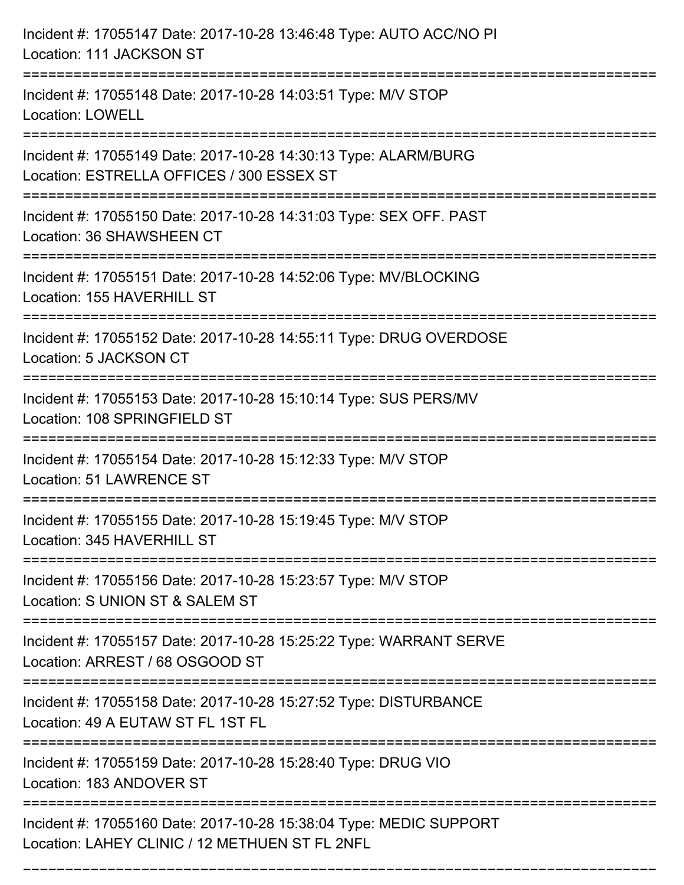Incident #: 17055147 Date: 2017-10-28 13:46:48 Type: AUTO ACC/NO PI
Location: 111 JACKSON ST

===========================================================================

Incident #: 17055148 Date: 2017-10-28 14:03:51 Type: M/V STOP
Location: LOWELL

===========================================================================

Incident #: 17055149 Date: 2017-10-28 14:30:13 Type: ALARM/BURG
Location: ESTRELLA OFFICES / 300 ESSEX ST

===========================================================================

Incident #: 17055150 Date: 2017-10-28 14:31:03 Type: SEX OFF. PAST
Location: 36 SHAWSHEEN CT

===========================================================================

Incident #: 17055151 Date: 2017-10-28 14:52:06 Type: MV/BLOCKING
Location: 155 HAVERHILL ST

===========================================================================

Incident #: 17055152 Date: 2017-10-28 14:55:11 Type: DRUG OVERDOSE
Location: 5 JACKSON CT

===========================================================================

Incident #: 17055153 Date: 2017-10-28 15:10:14 Type: SUS PERS/MV
Location: 108 SPRINGFIELD ST

===========================================================================

Incident #: 17055154 Date: 2017-10-28 15:12:33 Type: M/V STOP
Location: 51 LAWRENCE ST

===========================================================================

Incident #: 17055155 Date: 2017-10-28 15:19:45 Type: M/V STOP
Location: 345 HAVERHILL ST

===========================================================================

Incident #: 17055156 Date: 2017-10-28 15:23:57 Type: M/V STOP
Location: S UNION ST & SALEM ST

===========================================================================

Incident #: 17055157 Date: 2017-10-28 15:25:22 Type: WARRANT SERVE
Location: ARREST / 68 OSGOOD ST

===========================================================================

Incident #: 17055158 Date: 2017-10-28 15:27:52 Type: DISTURBANCE
Location: 49 A EUTAW ST FL 1ST FL

===========================================================================

Incident #: 17055159 Date: 2017-10-28 15:28:40 Type: DRUG VIO
Location: 183 ANDOVER ST

===========================================================================

Incident #: 17055160 Date: 2017-10-28 15:38:04 Type: MEDIC SUPPORT
Location: LAHEY CLINIC / 12 METHUEN ST FL 2NFL

===========================================================================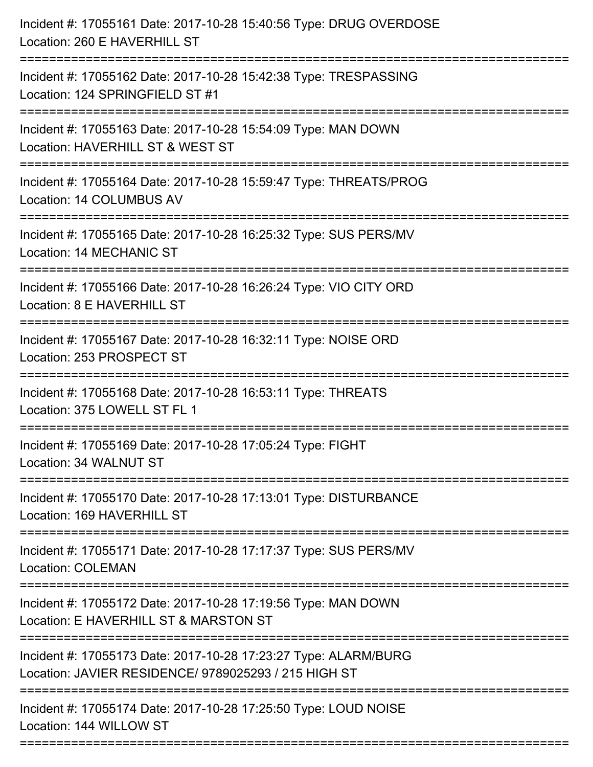Incident #: 17055161 Date: 2017-10-28 15:40:56 Type: DRUG OVERDOSE
Location: 260 E HAVERHILL ST

===========================================================================

Incident #: 17055162 Date: 2017-10-28 15:42:38 Type: TRESPASSING
Location: 124 SPRINGFIELD ST #1

===========================================================================

Incident #: 17055163 Date: 2017-10-28 15:54:09 Type: MAN DOWN
Location: HAVERHILL ST & WEST ST

===========================================================================

Incident #: 17055164 Date: 2017-10-28 15:59:47 Type: THREATS/PROG
Location: 14 COLUMBUS AV

===========================================================================

Incident #: 17055165 Date: 2017-10-28 16:25:32 Type: SUS PERS/MV
Location: 14 MECHANIC ST

===========================================================================

Incident #: 17055166 Date: 2017-10-28 16:26:24 Type: VIO CITY ORD
Location: 8 E HAVERHILL ST

===========================================================================

Incident #: 17055167 Date: 2017-10-28 16:32:11 Type: NOISE ORD
Location: 253 PROSPECT ST

===========================================================================

Incident #: 17055168 Date: 2017-10-28 16:53:11 Type: THREATS
Location: 375 LOWELL ST FL 1

===========================================================================

Incident #: 17055169 Date: 2017-10-28 17:05:24 Type: FIGHT
Location: 34 WALNUT ST

===========================================================================

Incident #: 17055170 Date: 2017-10-28 17:13:01 Type: DISTURBANCE
Location: 169 HAVERHILL ST

===========================================================================

Incident #: 17055171 Date: 2017-10-28 17:17:37 Type: SUS PERS/MV
Location: COLEMAN

===========================================================================

Incident #: 17055172 Date: 2017-10-28 17:19:56 Type: MAN DOWN
Location: E HAVERHILL ST & MARSTON ST

===========================================================================

Incident #: 17055173 Date: 2017-10-28 17:23:27 Type: ALARM/BURG
Location: JAVIER RESIDENCE/ 9789025293 / 215 HIGH ST

===========================================================================

Incident #: 17055174 Date: 2017-10-28 17:25:50 Type: LOUD NOISE
Location: 144 WILLOW ST

===========================================================================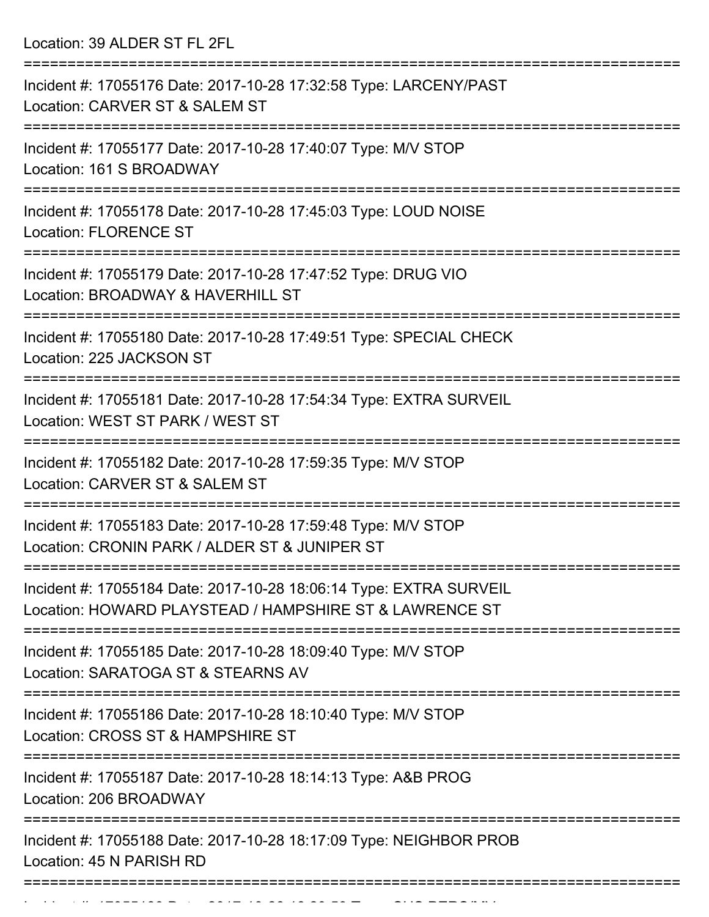Location: 39 ALDER ST FL 2FL

===========================================================================

Incident #: 17055176 Date: 2017-10-28 17:32:58 Type: LARCENY/PAST
Location: CARVER ST & SALEM ST

===========================================================================

Incident #: 17055177 Date: 2017-10-28 17:40:07 Type: M/V STOP
Location: 161 S BROADWAY

===========================================================================

Incident #: 17055178 Date: 2017-10-28 17:45:03 Type: LOUD NOISE
Location: FLORENCE ST

===========================================================================

Incident #: 17055179 Date: 2017-10-28 17:47:52 Type: DRUG VIO
Location: BROADWAY & HAVERHILL ST

===========================================================================

Incident #: 17055180 Date: 2017-10-28 17:49:51 Type: SPECIAL CHECK
Location: 225 JACKSON ST

===========================================================================

Incident #: 17055181 Date: 2017-10-28 17:54:34 Type: EXTRA SURVEIL
Location: WEST ST PARK / WEST ST

===========================================================================

Incident #: 17055182 Date: 2017-10-28 17:59:35 Type: M/V STOP
Location: CARVER ST & SALEM ST

===========================================================================

Incident #: 17055183 Date: 2017-10-28 17:59:48 Type: M/V STOP
Location: CRONIN PARK / ALDER ST & JUNIPER ST

===========================================================================

Incident #: 17055184 Date: 2017-10-28 18:06:14 Type: EXTRA SURVEIL
Location: HOWARD PLAYSTEAD / HAMPSHIRE ST & LAWRENCE ST

===========================================================================

Incident #: 17055185 Date: 2017-10-28 18:09:40 Type: M/V STOP
Location: SARATOGA ST & STEARNS AV

===========================================================================

Incident #: 17055186 Date: 2017-10-28 18:10:40 Type: M/V STOP
Location: CROSS ST & HAMPSHIRE ST

===========================================================================

Incident #: 17055187 Date: 2017-10-28 18:14:13 Type: A&B PROG
Location: 206 BROADWAY

===========================================================================

Incident #: 17055188 Date: 2017-10-28 18:17:09 Type: NEIGHBOR PROB
Location: 45 N PARISH RD

===========================================================================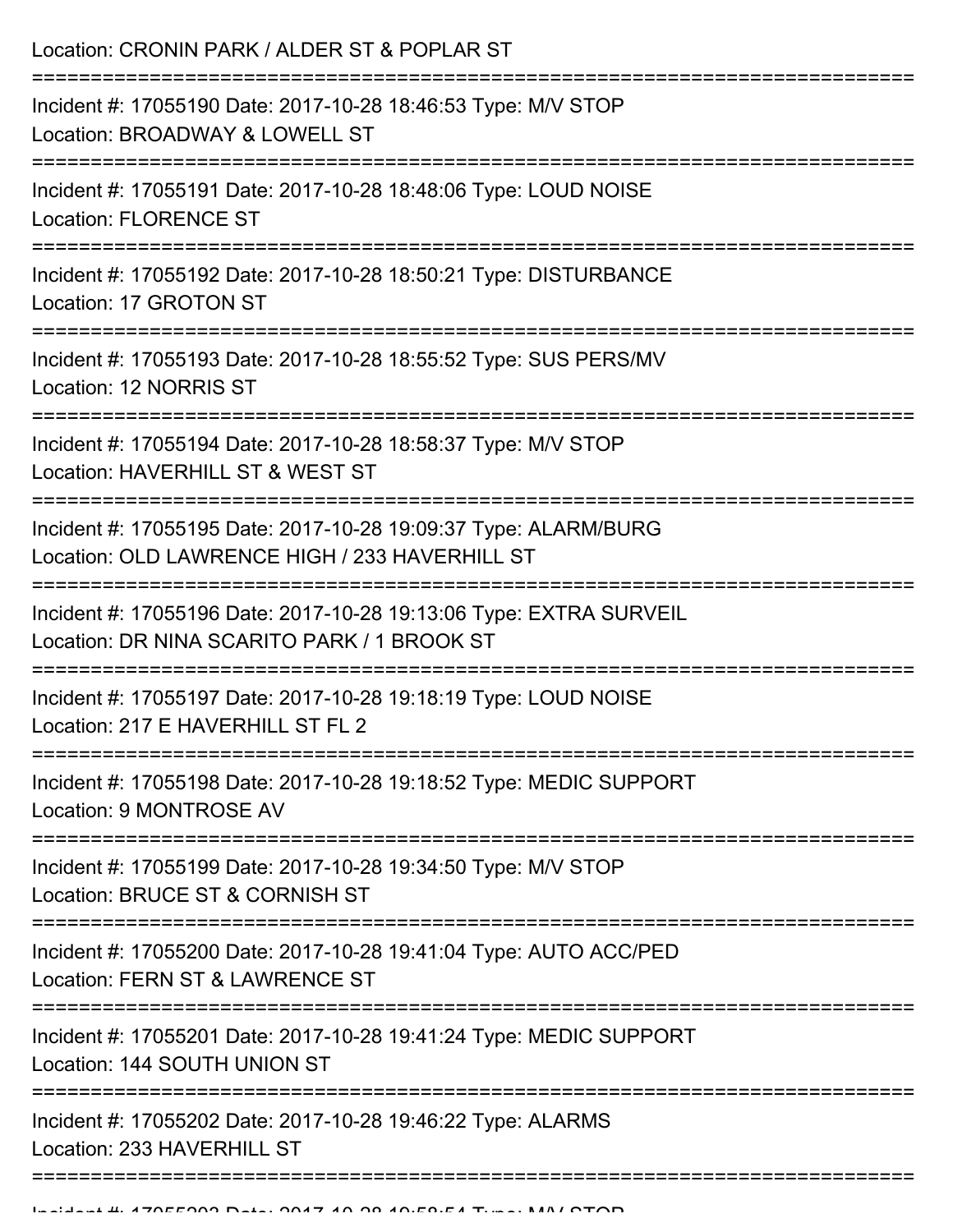Location: CRONIN PARK / ALDER ST & POPLAR ST

===========================================================================

Incident #: 17055190 Date: 2017-10-28 18:46:53 Type: M/V STOP
Location: BROADWAY & LOWELL ST

===========================================================================

Incident #: 17055191 Date: 2017-10-28 18:48:06 Type: LOUD NOISE
Location: FLORENCE ST

===========================================================================

Incident #: 17055192 Date: 2017-10-28 18:50:21 Type: DISTURBANCE
Location: 17 GROTON ST

===========================================================================

Incident #: 17055193 Date: 2017-10-28 18:55:52 Type: SUS PERS/MV
Location: 12 NORRIS ST

===========================================================================

Incident #: 17055194 Date: 2017-10-28 18:58:37 Type: M/V STOP
Location: HAVERHILL ST & WEST ST

===========================================================================

Incident #: 17055195 Date: 2017-10-28 19:09:37 Type: ALARM/BURG
Location: OLD LAWRENCE HIGH / 233 HAVERHILL ST

===========================================================================

Incident #: 17055196 Date: 2017-10-28 19:13:06 Type: EXTRA SURVEIL
Location: DR NINA SCARITO PARK / 1 BROOK ST

===========================================================================

Incident #: 17055197 Date: 2017-10-28 19:18:19 Type: LOUD NOISE
Location: 217 E HAVERHILL ST FL 2

===========================================================================

Incident #: 17055198 Date: 2017-10-28 19:18:52 Type: MEDIC SUPPORT
Location: 9 MONTROSE AV

===========================================================================

Incident #: 17055199 Date: 2017-10-28 19:34:50 Type: M/V STOP
Location: BRUCE ST & CORNISH ST

===========================================================================

Incident #: 17055200 Date: 2017-10-28 19:41:04 Type: AUTO ACC/PED
Location: FERN ST & LAWRENCE ST

===========================================================================

Incident #: 17055201 Date: 2017-10-28 19:41:24 Type: MEDIC SUPPORT
Location: 144 SOUTH UNION ST

===========================================================================

Incident #: 17055202 Date: 2017-10-28 19:46:22 Type: ALARMS
Location: 233 HAVERHILL ST

===========================================================================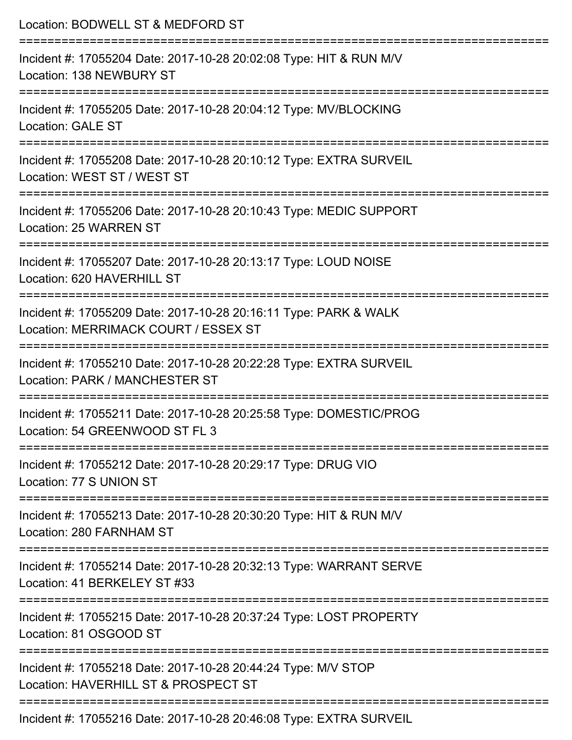Location: BODWELL ST & MEDFORD ST

===========================================================================

Incident #: 17055204 Date: 2017-10-28 20:02:08 Type: HIT & RUN M/V
Location: 138 NEWBURY ST

===========================================================================

Incident #: 17055205 Date: 2017-10-28 20:04:12 Type: MV/BLOCKING
Location: GALE ST

===========================================================================

Incident #: 17055208 Date: 2017-10-28 20:10:12 Type: EXTRA SURVEIL
Location: WEST ST / WEST ST

===========================================================================

Incident #: 17055206 Date: 2017-10-28 20:10:43 Type: MEDIC SUPPORT
Location: 25 WARREN ST

===========================================================================

Incident #: 17055207 Date: 2017-10-28 20:13:17 Type: LOUD NOISE
Location: 620 HAVERHILL ST

===========================================================================

Incident #: 17055209 Date: 2017-10-28 20:16:11 Type: PARK & WALK
Location: MERRIMACK COURT / ESSEX ST

===========================================================================

Incident #: 17055210 Date: 2017-10-28 20:22:28 Type: EXTRA SURVEIL
Location: PARK / MANCHESTER ST

===========================================================================

Incident #: 17055211 Date: 2017-10-28 20:25:58 Type: DOMESTIC/PROG
Location: 54 GREENWOOD ST FL 3

===========================================================================

Incident #: 17055212 Date: 2017-10-28 20:29:17 Type: DRUG VIO
Location: 77 S UNION ST

===========================================================================

Incident #: 17055213 Date: 2017-10-28 20:30:20 Type: HIT & RUN M/V
Location: 280 FARNHAM ST

===========================================================================

Incident #: 17055214 Date: 2017-10-28 20:32:13 Type: WARRANT SERVE
Location: 41 BERKELEY ST #33

===========================================================================

Incident #: 17055215 Date: 2017-10-28 20:37:24 Type: LOST PROPERTY
Location: 81 OSGOOD ST

===========================================================================

Incident #: 17055218 Date: 2017-10-28 20:44:24 Type: M/V STOP
Location: HAVERHILL ST & PROSPECT ST

===========================================================================

Incident #: 17055216 Date: 2017-10-28 20:46:08 Type: EXTRA SURVEIL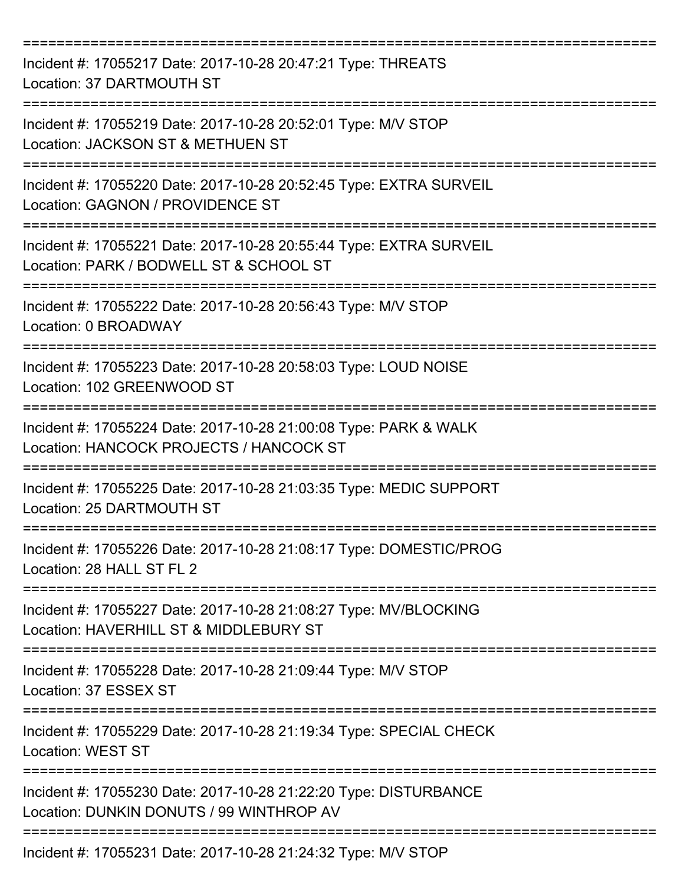===========================================================================

Incident #: 17055217 Date: 2017-10-28 20:47:21 Type: THREATS
Location: 37 DARTMOUTH ST

===========================================================================

Incident #: 17055219 Date: 2017-10-28 20:52:01 Type: M/V STOP
Location: JACKSON ST & METHUEN ST

===========================================================================

Incident #: 17055220 Date: 2017-10-28 20:52:45 Type: EXTRA SURVEIL
Location: GAGNON / PROVIDENCE ST

===========================================================================

Incident #: 17055221 Date: 2017-10-28 20:55:44 Type: EXTRA SURVEIL
Location: PARK / BODWELL ST & SCHOOL ST

===========================================================================

Incident #: 17055222 Date: 2017-10-28 20:56:43 Type: M/V STOP
Location: 0 BROADWAY

===========================================================================

Incident #: 17055223 Date: 2017-10-28 20:58:03 Type: LOUD NOISE
Location: 102 GREENWOOD ST

===========================================================================

Incident #: 17055224 Date: 2017-10-28 21:00:08 Type: PARK & WALK
Location: HANCOCK PROJECTS / HANCOCK ST

===========================================================================

Incident #: 17055225 Date: 2017-10-28 21:03:35 Type: MEDIC SUPPORT
Location: 25 DARTMOUTH ST

===========================================================================

Incident #: 17055226 Date: 2017-10-28 21:08:17 Type: DOMESTIC/PROG
Location: 28 HALL ST FL 2

===========================================================================

Incident #: 17055227 Date: 2017-10-28 21:08:27 Type: MV/BLOCKING
Location: HAVERHILL ST & MIDDLEBURY ST

===========================================================================

Incident #: 17055228 Date: 2017-10-28 21:09:44 Type: M/V STOP
Location: 37 ESSEX ST

===========================================================================

Incident #: 17055229 Date: 2017-10-28 21:19:34 Type: SPECIAL CHECK
Location: WEST ST

===========================================================================

Incident #: 17055230 Date: 2017-10-28 21:22:20 Type: DISTURBANCE
Location: DUNKIN DONUTS / 99 WINTHROP AV

===========================================================================

Incident #: 17055231 Date: 2017-10-28 21:24:32 Type: M/V STOP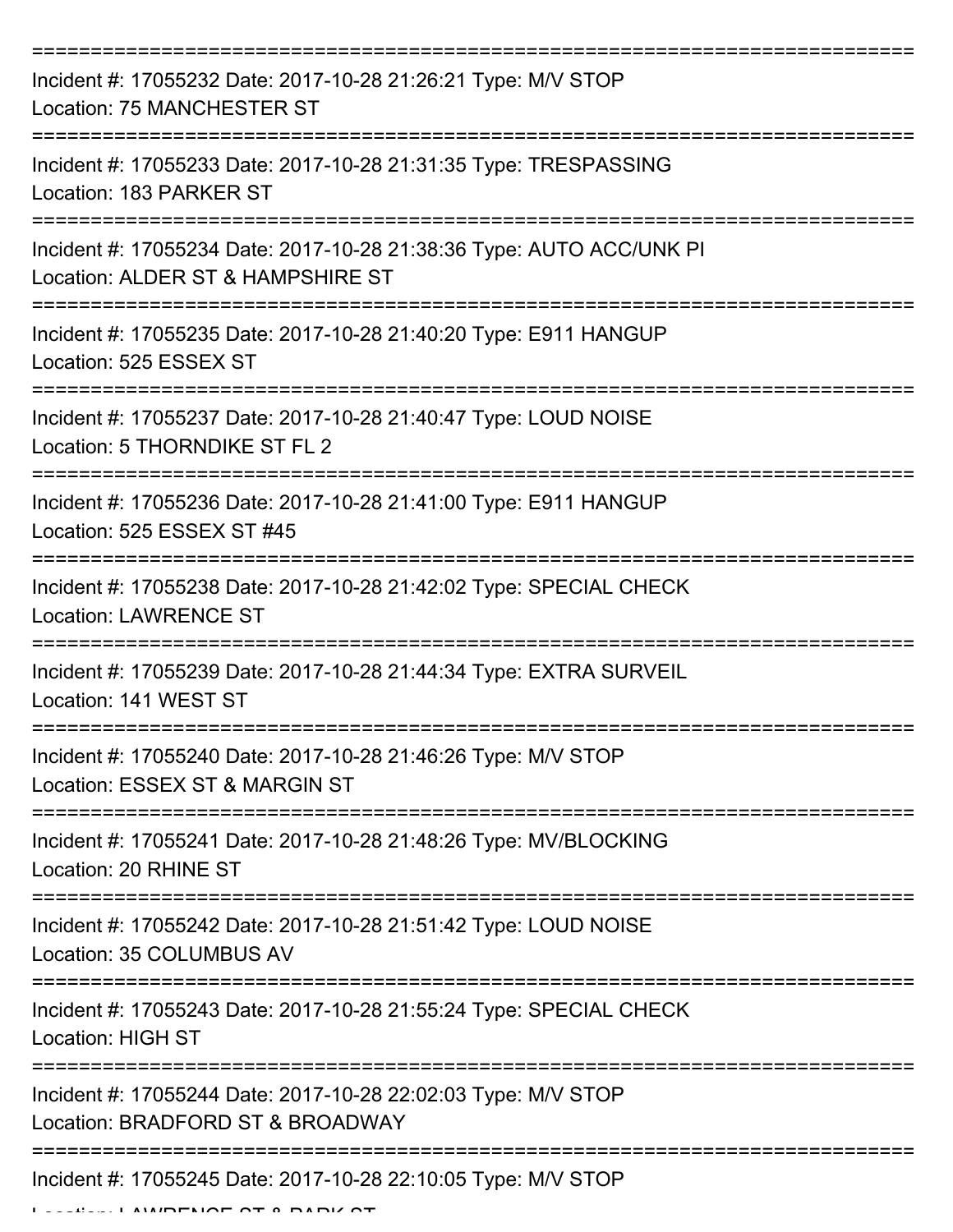Incident #: 17055232 Date: 2017-10-28 21:26:21 Type: M/V STOP
Location: 75 MANCHESTER ST

Incident #: 17055233 Date: 2017-10-28 21:31:35 Type: TRESPASSING
Location: 183 PARKER ST

Incident #: 17055234 Date: 2017-10-28 21:38:36 Type: AUTO ACC/UNK PI
Location: ALDER ST & HAMPSHIRE ST

Incident #: 17055235 Date: 2017-10-28 21:40:20 Type: E911 HANGUP
Location: 525 ESSEX ST

Incident #: 17055237 Date: 2017-10-28 21:40:47 Type: LOUD NOISE
Location: 5 THORNDIKE ST FL 2

Incident #: 17055236 Date: 2017-10-28 21:41:00 Type: E911 HANGUP
Location: 525 ESSEX ST #45

Incident #: 17055238 Date: 2017-10-28 21:42:02 Type: SPECIAL CHECK
Location: LAWRENCE ST

Incident #: 17055239 Date: 2017-10-28 21:44:34 Type: EXTRA SURVEIL
Location: 141 WEST ST

Incident #: 17055240 Date: 2017-10-28 21:46:26 Type: M/V STOP
Location: ESSEX ST & MARGIN ST

Incident #: 17055241 Date: 2017-10-28 21:48:26 Type: MV/BLOCKING
Location: 20 RHINE ST

Incident #: 17055242 Date: 2017-10-28 21:51:42 Type: LOUD NOISE
Location: 35 COLUMBUS AV

Incident #: 17055243 Date: 2017-10-28 21:55:24 Type: SPECIAL CHECK
Location: HIGH ST

Incident #: 17055244 Date: 2017-10-28 22:02:03 Type: M/V STOP
Location: BRADFORD ST & BROADWAY

Incident #: 17055245 Date: 2017-10-28 22:10:05 Type: M/V STOP
Location: LAWRENCE ST & PARK ST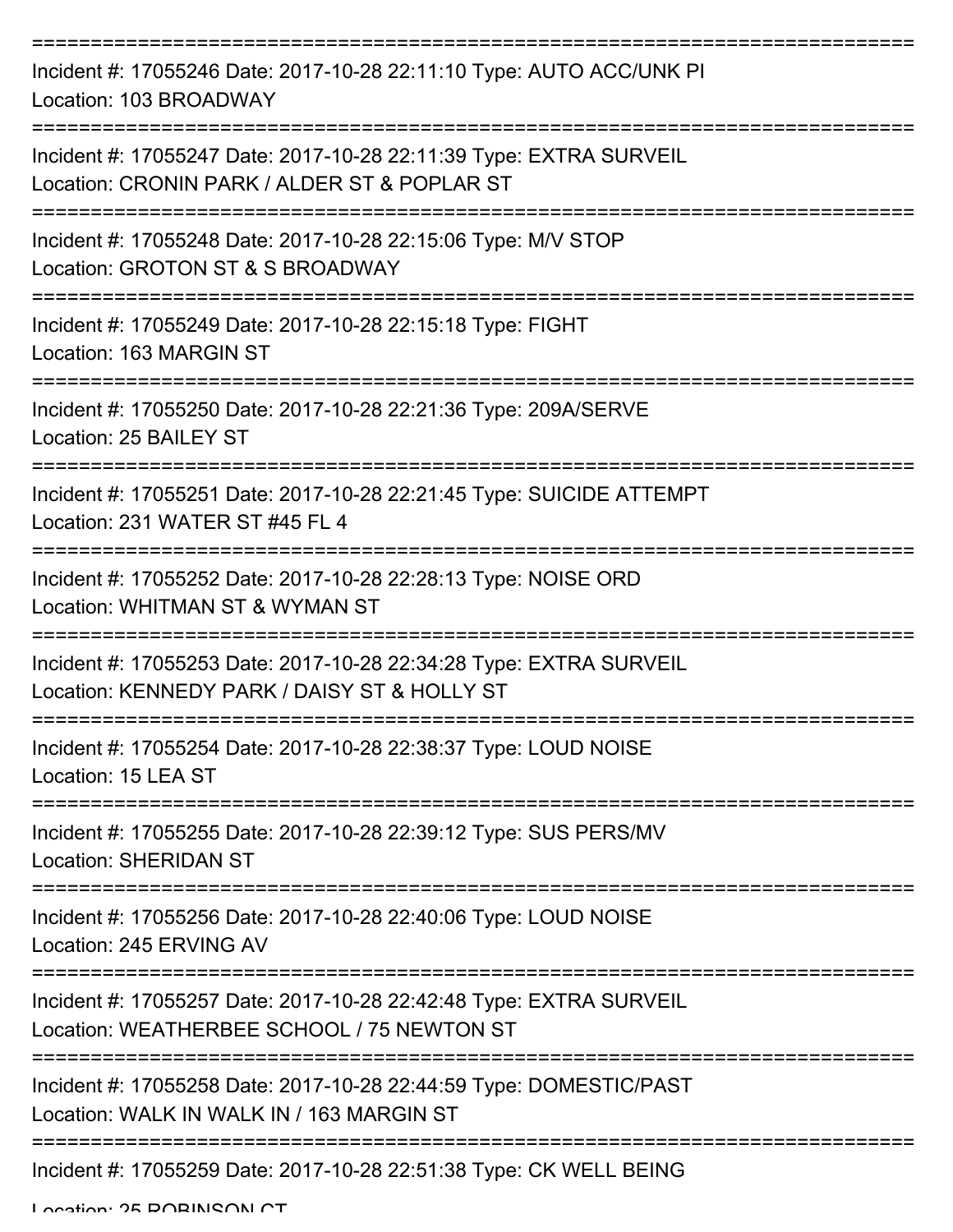Incident #: 17055246 Date: 2017-10-28 22:11:10 Type: AUTO ACC/UNK PI
Location: 103 BROADWAY

Incident #: 17055247 Date: 2017-10-28 22:11:39 Type: EXTRA SURVEIL
Location: CRONIN PARK / ALDER ST & POPLAR ST

Incident #: 17055248 Date: 2017-10-28 22:15:06 Type: M/V STOP
Location: GROTON ST & S BROADWAY

Incident #: 17055249 Date: 2017-10-28 22:15:18 Type: FIGHT
Location: 163 MARGIN ST

Incident #: 17055250 Date: 2017-10-28 22:21:36 Type: 209A/SERVE
Location: 25 BAILEY ST

Incident #: 17055251 Date: 2017-10-28 22:21:45 Type: SUICIDE ATTEMPT
Location: 231 WATER ST #45 FL 4

Incident #: 17055252 Date: 2017-10-28 22:28:13 Type: NOISE ORD
Location: WHITMAN ST & WYMAN ST

Incident #: 17055253 Date: 2017-10-28 22:34:28 Type: EXTRA SURVEIL
Location: KENNEDY PARK / DAISY ST & HOLLY ST

Incident #: 17055254 Date: 2017-10-28 22:38:37 Type: LOUD NOISE
Location: 15 LEA ST

Incident #: 17055255 Date: 2017-10-28 22:39:12 Type: SUS PERS/MV
Location: SHERIDAN ST

Incident #: 17055256 Date: 2017-10-28 22:40:06 Type: LOUD NOISE
Location: 245 ERVING AV

Incident #: 17055257 Date: 2017-10-28 22:42:48 Type: EXTRA SURVEIL
Location: WEATHERBEE SCHOOL / 75 NEWTON ST

Incident #: 17055258 Date: 2017-10-28 22:44:59 Type: DOMESTIC/PAST
Location: WALK IN WALK IN / 163 MARGIN ST

Incident #: 17055259 Date: 2017-10-28 22:51:38 Type: CK WELL BEING
Location: 25 ROBINSON CT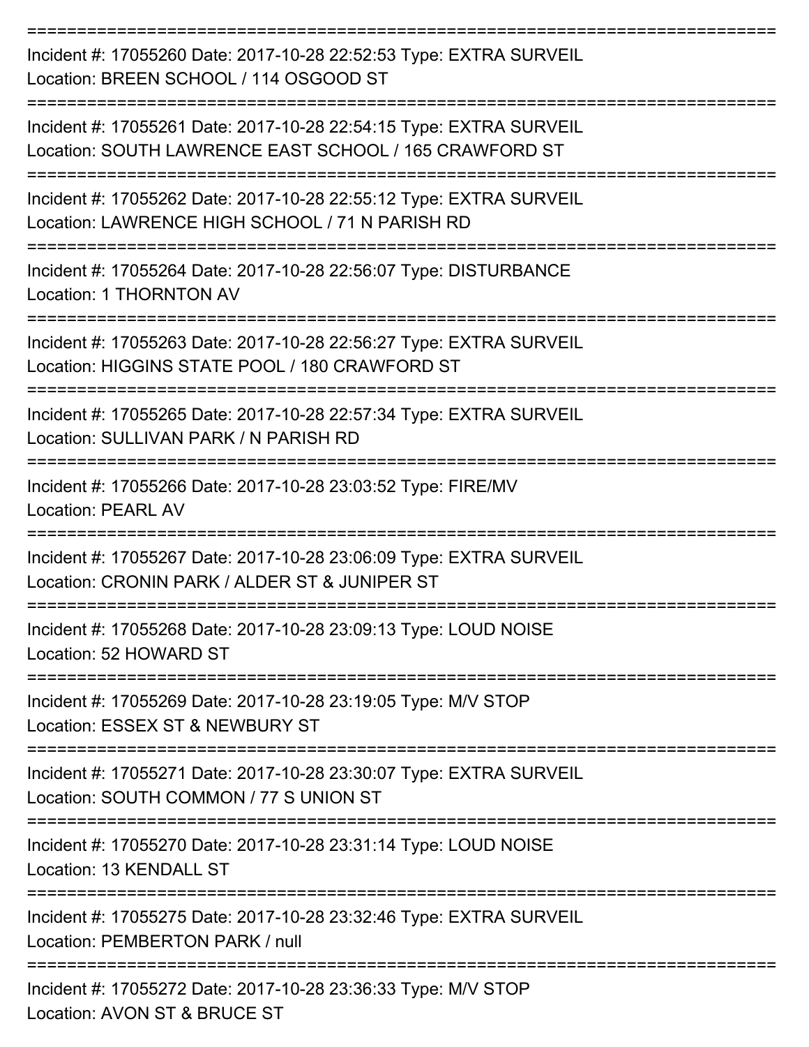===========================================================================
Incident #: 17055260 Date: 2017-10-28 22:52:53 Type: EXTRA SURVEIL
Location: BREEN SCHOOL / 114 OSGOOD ST
===========================================================================
Incident #: 17055261 Date: 2017-10-28 22:54:15 Type: EXTRA SURVEIL
Location: SOUTH LAWRENCE EAST SCHOOL / 165 CRAWFORD ST
===========================================================================
Incident #: 17055262 Date: 2017-10-28 22:55:12 Type: EXTRA SURVEIL
Location: LAWRENCE HIGH SCHOOL / 71 N PARISH RD
===========================================================================
Incident #: 17055264 Date: 2017-10-28 22:56:07 Type: DISTURBANCE
Location: 1 THORNTON AV
===========================================================================
Incident #: 17055263 Date: 2017-10-28 22:56:27 Type: EXTRA SURVEIL
Location: HIGGINS STATE POOL / 180 CRAWFORD ST
===========================================================================
Incident #: 17055265 Date: 2017-10-28 22:57:34 Type: EXTRA SURVEIL
Location: SULLIVAN PARK / N PARISH RD
===========================================================================
Incident #: 17055266 Date: 2017-10-28 23:03:52 Type: FIRE/MV
Location: PEARL AV
===========================================================================
Incident #: 17055267 Date: 2017-10-28 23:06:09 Type: EXTRA SURVEIL
Location: CRONIN PARK / ALDER ST & JUNIPER ST
===========================================================================
Incident #: 17055268 Date: 2017-10-28 23:09:13 Type: LOUD NOISE
Location: 52 HOWARD ST
===========================================================================
Incident #: 17055269 Date: 2017-10-28 23:19:05 Type: M/V STOP
Location: ESSEX ST & NEWBURY ST
===========================================================================
Incident #: 17055271 Date: 2017-10-28 23:30:07 Type: EXTRA SURVEIL
Location: SOUTH COMMON / 77 S UNION ST
===========================================================================
Incident #: 17055270 Date: 2017-10-28 23:31:14 Type: LOUD NOISE
Location: 13 KENDALL ST
===========================================================================
Incident #: 17055275 Date: 2017-10-28 23:32:46 Type: EXTRA SURVEIL
Location: PEMBERTON PARK / null
===========================================================================
Incident #: 17055272 Date: 2017-10-28 23:36:33 Type: M/V STOP
Location: AVON ST & BRUCE ST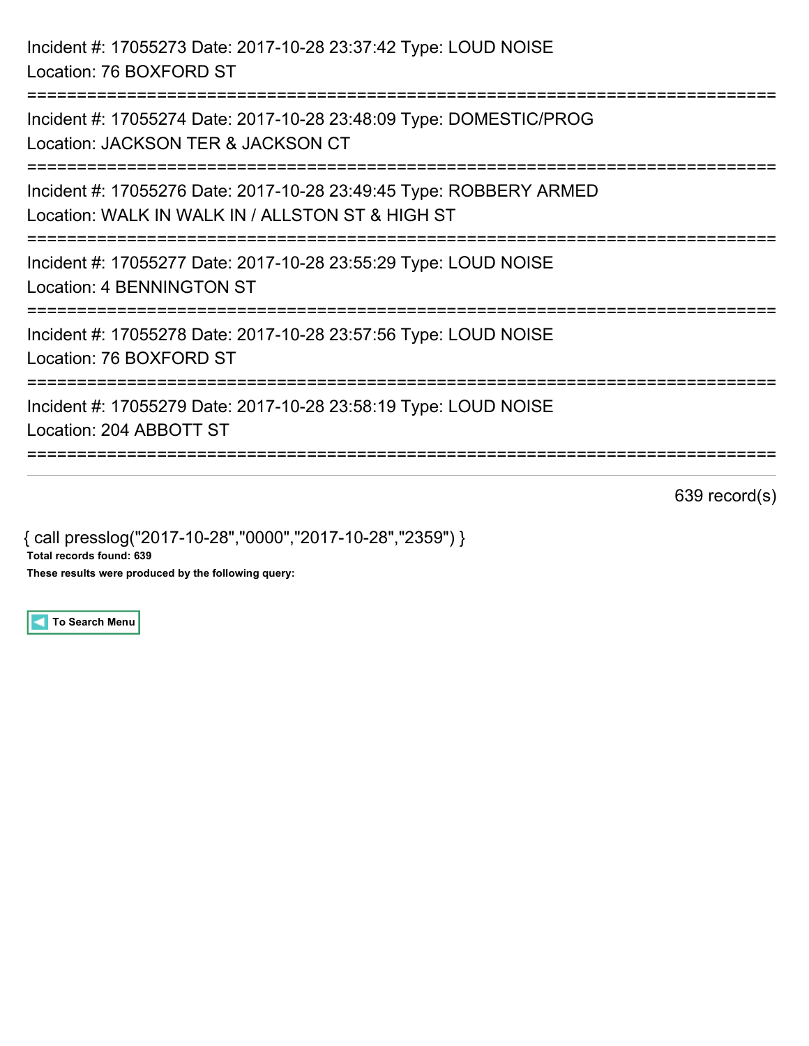Incident #: 17055273 Date: 2017-10-28 23:37:42 Type: LOUD NOISE
Location: 76 BOXFORD ST

===========================================================================

Incident #: 17055274 Date: 2017-10-28 23:48:09 Type: DOMESTIC/PROG
Location: JACKSON TER & JACKSON CT

===========================================================================

Incident #: 17055276 Date: 2017-10-28 23:49:45 Type: ROBBERY ARMED
Location: WALK IN WALK IN / ALLSTON ST & HIGH ST

===========================================================================

Incident #: 17055277 Date: 2017-10-28 23:55:29 Type: LOUD NOISE
Location: 4 BENNINGTON ST

===========================================================================

Incident #: 17055278 Date: 2017-10-28 23:57:56 Type: LOUD NOISE
Location: 76 BOXFORD ST

===========================================================================

Incident #: 17055279 Date: 2017-10-28 23:58:19 Type: LOUD NOISE
Location: 204 ABBOTT ST

===========================================================================

639 record(s)

{ call presslog("2017-10-28","0000","2017-10-28","2359") }

**Total records found: 639**

**These results were produced by the following query:**

To Search Menu